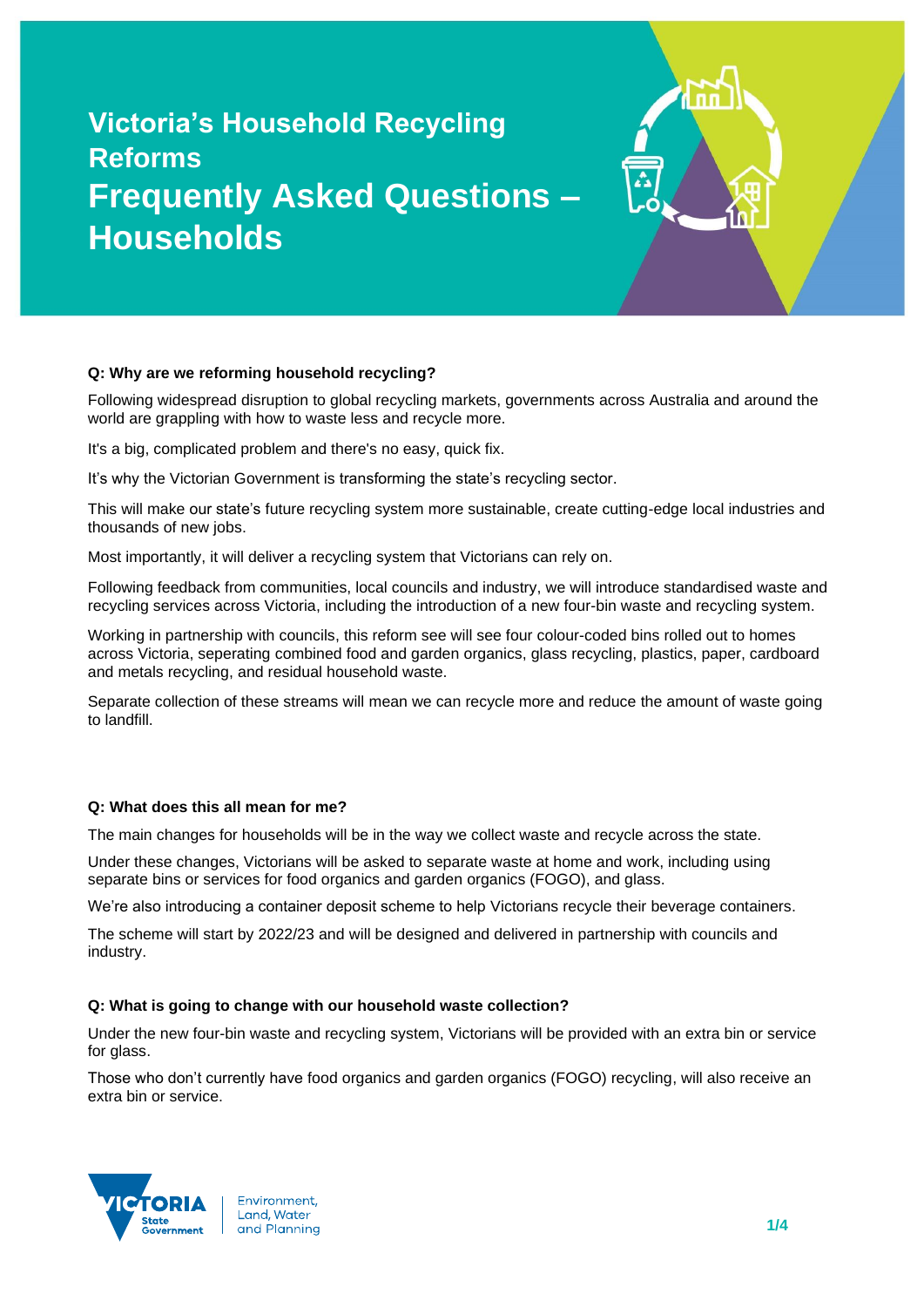# Victoria's Household Recycling Reforms

# Frequently Asked Questions – Households

**Q: Why are we reforming household recycling?**

Following widespread disruption to global recycling markets, governments across Australia and around the world are grappling with how to waste less and recycle more.

It's a big, complicated problem and there's no easy, quick fix.

It's why the Victorian Government is transforming the state's recycling sector.

This will make our state's future recycling system more sustainable, create cutting-edge local industries and thousands of new jobs.

Most importantly, it will deliver a recycling system that Victorians can rely on.

Following feedback from communities, local councils and industry, we will introduce standardised waste and recycling services across Victoria, including the introduction of a new four-bin waste and recycling system.

Working in partnership with councils, this reform see will see four colour-coded bins rolled out to homes across Victoria, seperating combined food and garden organics, glass recycling, plastics, paper, cardboard and metals recycling, and residual household waste.

Separate collection of these streams will mean we can recycle more and reduce the amount of waste going to landfill.

**Q: What does this all mean for me?**

The main changes for households will be in the way we collect waste and recycle across the state.

Under these changes, Victorians will be asked to separate waste at home and work, including using separate bins or services for food organics and garden organics (FOGO), and glass.

We're also introducing a container deposit scheme to help Victorians recycle their beverage containers.

The scheme will start by 2022/23 and will be designed and delivered in partnership with councils and industry.

**Q: What is going to change with our household waste collection?**

Under the new four-bin waste and recycling system, Victorians will be provided with an extra bin or service for glass.

Those who don't currently have food organics and garden organics (FOGO) recycling, will also receive an extra bin or service.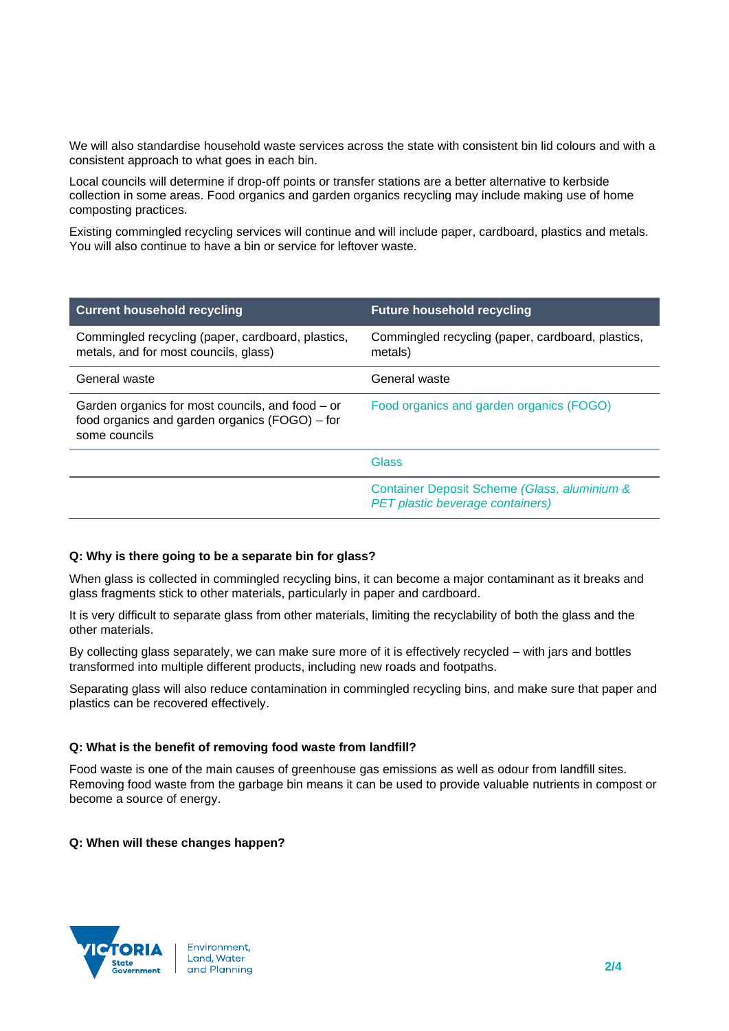We will also standardise household waste services across the state with consistent bin lid colours and with a consistent approach to what goes in each bin.

Local councils will determine if drop-off points or transfer stations are a better alternative to kerbside collection in some areas. Food organics and garden organics recycling may include making use of home composting practices.

Existing commingled recycling services will continue and will include paper, cardboard, plastics and metals. You will also continue to have a bin or service for leftover waste.

| Current household recycling | Future household recycling |
| --- | --- |
| Commingled recycling (paper, cardboard, plastics, metals, and for most councils, glass) | Commingled recycling (paper, cardboard, plastics, metals) |
| General waste | General waste |
| Garden organics for most councils, and food – or food organics and garden organics (FOGO) – for some councils | Food organics and garden organics (FOGO) |
| | Glass |
| | Container Deposit Scheme *(Glass, aluminium & PET plastic beverage containers)* |

**Q: Why is there going to be a separate bin for glass?**

When glass is collected in commingled recycling bins, it can become a major contaminant as it breaks and glass fragments stick to other materials, particularly in paper and cardboard.

It is very difficult to separate glass from other materials, limiting the recyclability of both the glass and the other materials.

By collecting glass separately, we can make sure more of it is effectively recycled – with jars and bottles transformed into multiple different products, including new roads and footpaths.

Separating glass will also reduce contamination in commingled recycling bins, and make sure that paper and plastics can be recovered effectively.

**Q: What is the benefit of removing food waste from landfill?**

Food waste is one of the main causes of greenhouse gas emissions as well as odour from landfill sites. Removing food waste from the garbage bin means it can be used to provide valuable nutrients in compost or become a source of energy.

**Q: When will these changes happen?**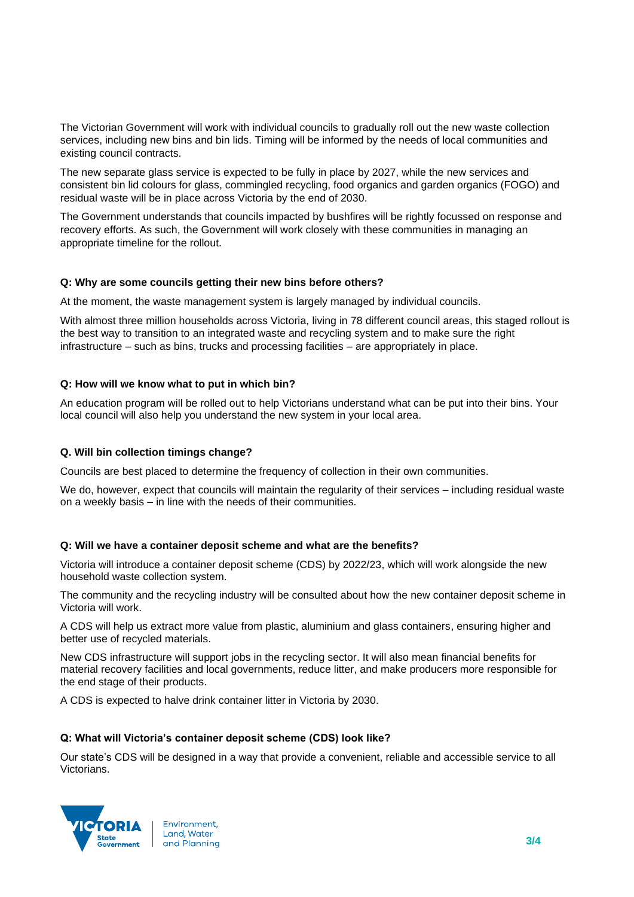The Victorian Government will work with individual councils to gradually roll out the new waste collection services, including new bins and bin lids. Timing will be informed by the needs of local communities and existing council contracts.

The new separate glass service is expected to be fully in place by 2027, while the new services and consistent bin lid colours for glass, commingled recycling, food organics and garden organics (FOGO) and residual waste will be in place across Victoria by the end of 2030.

The Government understands that councils impacted by bushfires will be rightly focussed on response and recovery efforts. As such, the Government will work closely with these communities in managing an appropriate timeline for the rollout.

**Q: Why are some councils getting their new bins before others?**

At the moment, the waste management system is largely managed by individual councils.

With almost three million households across Victoria, living in 78 different council areas, this staged rollout is the best way to transition to an integrated waste and recycling system and to make sure the right infrastructure – such as bins, trucks and processing facilities – are appropriately in place.

**Q: How will we know what to put in which bin?**

An education program will be rolled out to help Victorians understand what can be put into their bins. Your local council will also help you understand the new system in your local area.

**Q. Will bin collection timings change?**

Councils are best placed to determine the frequency of collection in their own communities.

We do, however, expect that councils will maintain the regularity of their services – including residual waste on a weekly basis – in line with the needs of their communities.

**Q: Will we have a container deposit scheme and what are the benefits?**

Victoria will introduce a container deposit scheme (CDS) by 2022/23, which will work alongside the new household waste collection system.

The community and the recycling industry will be consulted about how the new container deposit scheme in Victoria will work.

A CDS will help us extract more value from plastic, aluminium and glass containers, ensuring higher and better use of recycled materials.

New CDS infrastructure will support jobs in the recycling sector. It will also mean financial benefits for material recovery facilities and local governments, reduce litter, and make producers more responsible for the end stage of their products.

A CDS is expected to halve drink container litter in Victoria by 2030.

**Q: What will Victoria's container deposit scheme (CDS) look like?**

Our state's CDS will be designed in a way that provide a convenient, reliable and accessible service to all Victorians.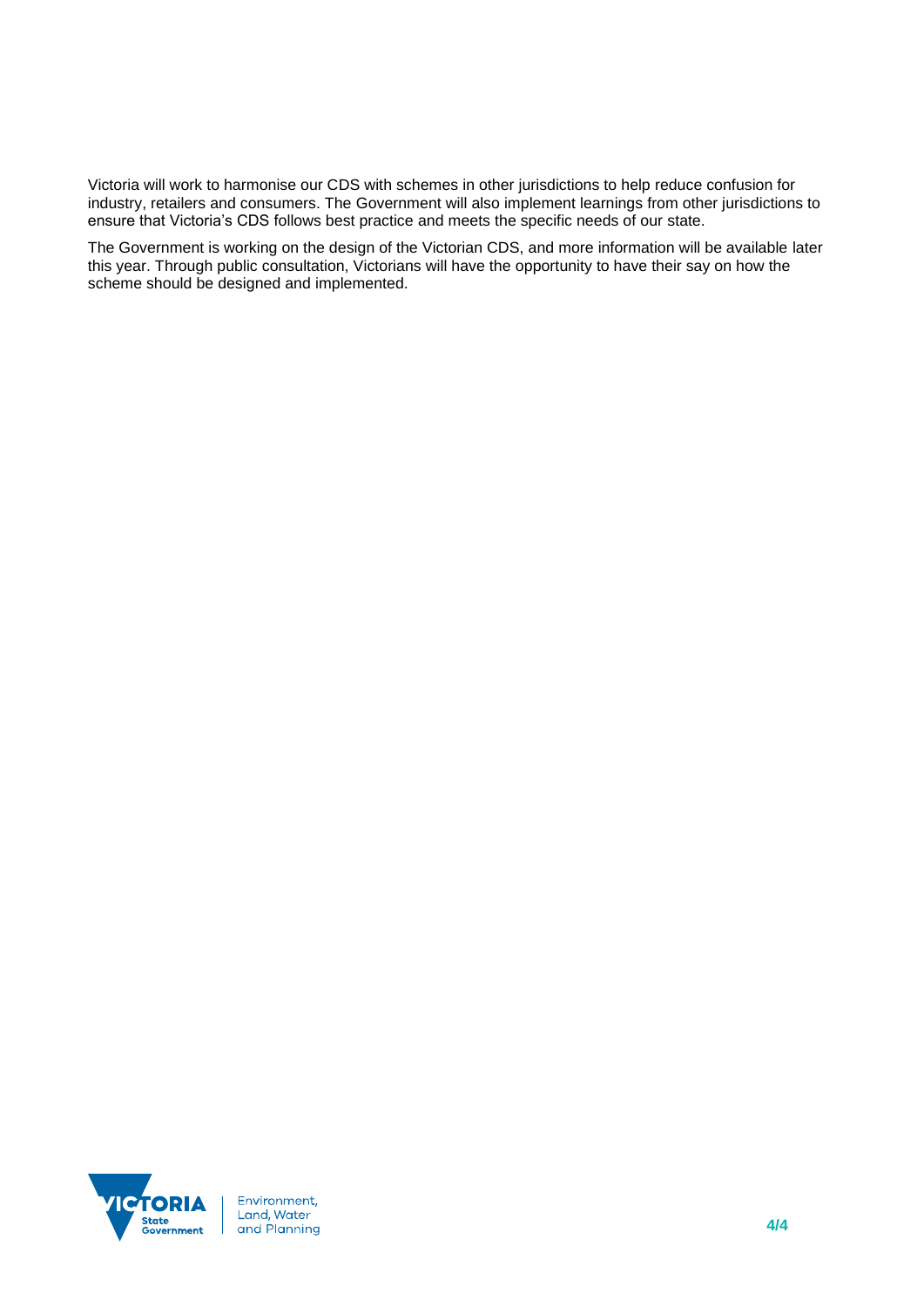Victoria will work to harmonise our CDS with schemes in other jurisdictions to help reduce confusion for industry, retailers and consumers. The Government will also implement learnings from other jurisdictions to ensure that Victoria's CDS follows best practice and meets the specific needs of our state.

The Government is working on the design of the Victorian CDS, and more information will be available later this year. Through public consultation, Victorians will have the opportunity to have their say on how the scheme should be designed and implemented.